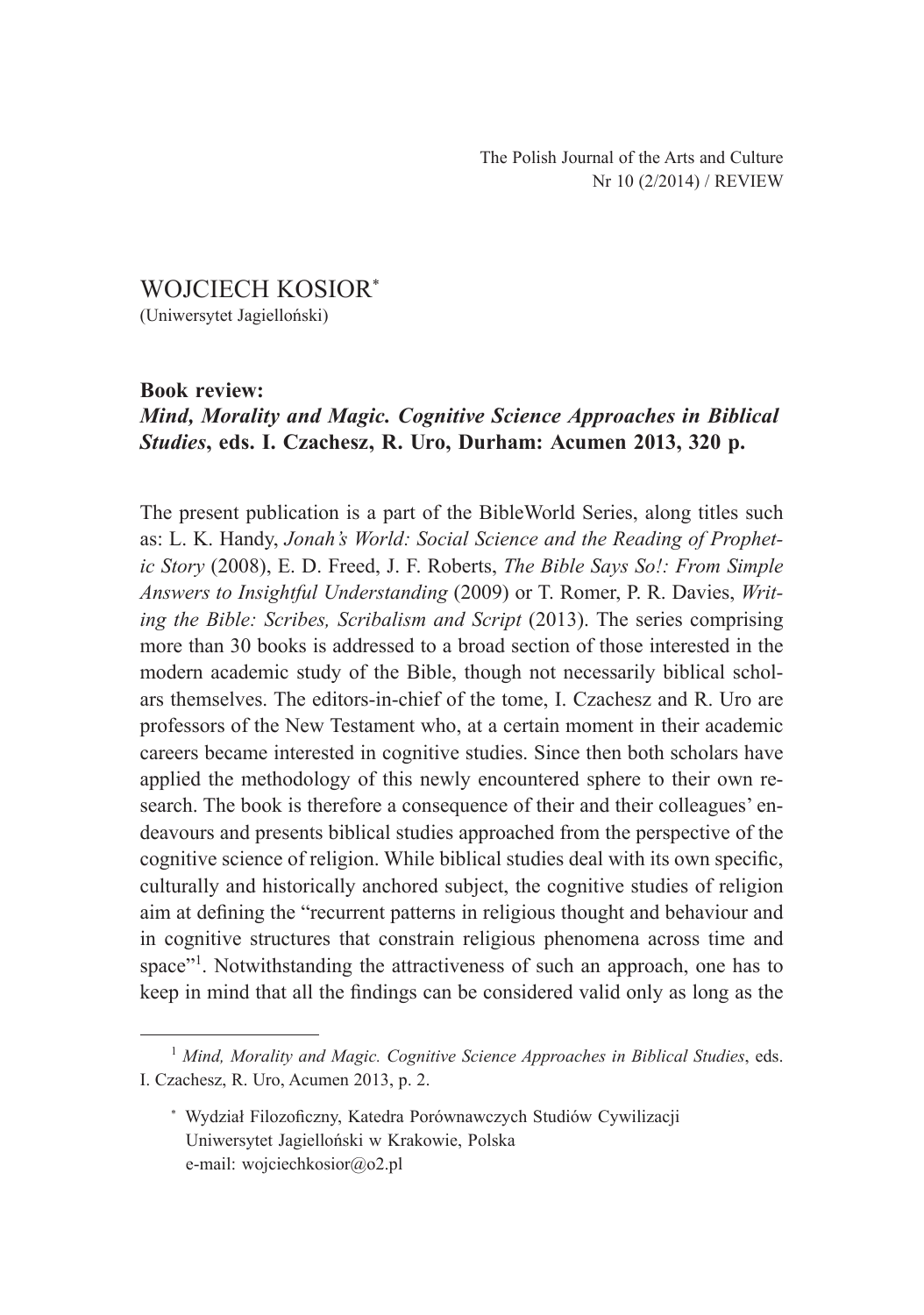WOJCIECH KOSIOR[*]
(Uniwersytet Jagielloński)

**Book review:**
***Mind, Morality and Magic. Cognitive Science Approaches in Biblical Studies*, eds. I. Czachesz, R. Uro, Durham: Acumen 2013, 320 p.**

The present publication is a part of the BibleWorld Series, along titles such as: L. K. Handy, *Jonah's World: Social Science and the Reading of Prophetic Story* (2008), E. D. Freed, J. F. Roberts, *The Bible Says So!: From Simple Answers to Insightful Understanding* (2009) or T. Romer, P. R. Davies, *Writing the Bible: Scribes, Scribalism and Script* (2013). The series comprising more than 30 books is addressed to a broad section of those interested in the modern academic study of the Bible, though not necessarily biblical scholars themselves. The editors-in-chief of the tome, I. Czachesz and R. Uro are professors of the New Testament who, at a certain moment in their academic careers became interested in cognitive studies. Since then both scholars have applied the methodology of this newly encountered sphere to their own research. The book is therefore a consequence of their and their colleagues' endeavours and presents biblical studies approached from the perspective of the cognitive science of religion. While biblical studies deal with its own specific, culturally and historically anchored subject, the cognitive studies of religion aim at defining the "recurrent patterns in religious thought and behaviour and in cognitive structures that constrain religious phenomena across time and space"[1]. Notwithstanding the attractiveness of such an approach, one has to keep in mind that all the findings can be considered valid only as long as the

[1] *Mind, Morality and Magic. Cognitive Science Approaches in Biblical Studies*, eds. I. Czachesz, R. Uro, Acumen 2013, p. 2.

[*] Wydział Filozoficzny, Katedra Porównawczych Studiów Cywilizacji
Uniwersytet Jagielloński w Krakowie, Polska
e-mail: wojciechkosior@o2.pl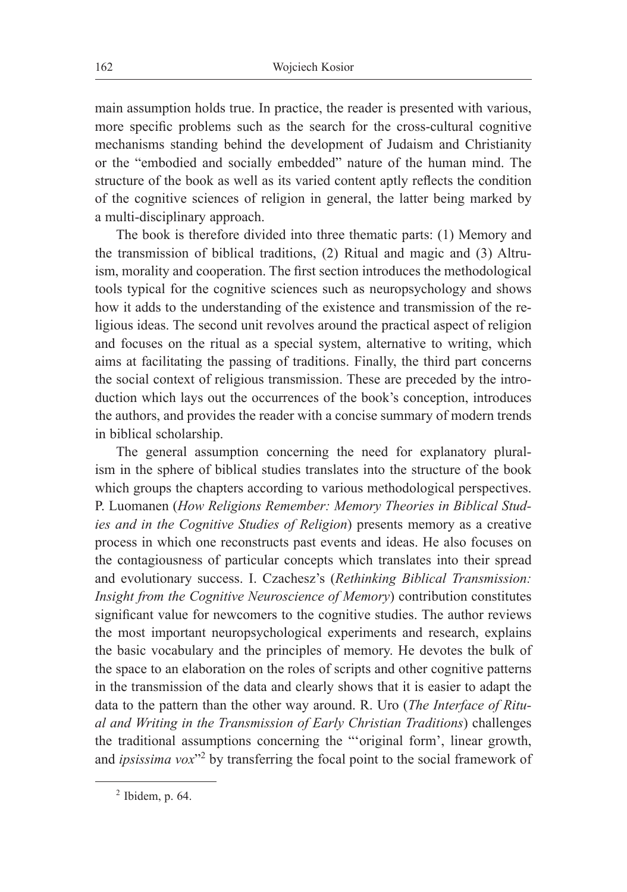main assumption holds true. In practice, the reader is presented with various, more specific problems such as the search for the cross-cultural cognitive mechanisms standing behind the development of Judaism and Christianity or the "embodied and socially embedded" nature of the human mind. The structure of the book as well as its varied content aptly reflects the condition of the cognitive sciences of religion in general, the latter being marked by a multi-disciplinary approach.

The book is therefore divided into three thematic parts: (1) Memory and the transmission of biblical traditions, (2) Ritual and magic and (3) Altruism, morality and cooperation. The first section introduces the methodological tools typical for the cognitive sciences such as neuropsychology and shows how it adds to the understanding of the existence and transmission of the religious ideas. The second unit revolves around the practical aspect of religion and focuses on the ritual as a special system, alternative to writing, which aims at facilitating the passing of traditions. Finally, the third part concerns the social context of religious transmission. These are preceded by the introduction which lays out the occurrences of the book's conception, introduces the authors, and provides the reader with a concise summary of modern trends in biblical scholarship.

The general assumption concerning the need for explanatory pluralism in the sphere of biblical studies translates into the structure of the book which groups the chapters according to various methodological perspectives. P. Luomanen (*How Religions Remember: Memory Theories in Biblical Studies and in the Cognitive Studies of Religion*) presents memory as a creative process in which one reconstructs past events and ideas. He also focuses on the contagiousness of particular concepts which translates into their spread and evolutionary success. I. Czachesz's (*Rethinking Biblical Transmission: Insight from the Cognitive Neuroscience of Memory*) contribution constitutes significant value for newcomers to the cognitive studies. The author reviews the most important neuropsychological experiments and research, explains the basic vocabulary and the principles of memory. He devotes the bulk of the space to an elaboration on the roles of scripts and other cognitive patterns in the transmission of the data and clearly shows that it is easier to adapt the data to the pattern than the other way around. R. Uro (*The Interface of Ritual and Writing in the Transmission of Early Christian Traditions*) challenges the traditional assumptions concerning the "'original form', linear growth, and *ipsissima vox*"[2] by transferring the focal point to the social framework of

[2] Ibidem, p. 64.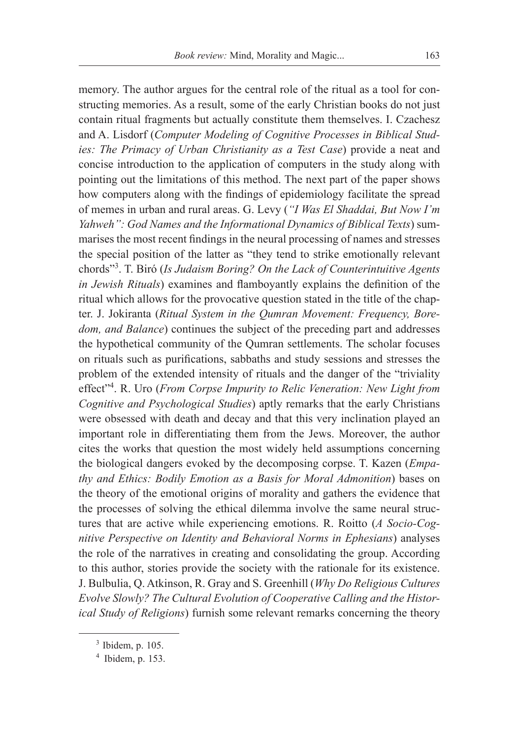memory. The author argues for the central role of the ritual as a tool for constructing memories. As a result, some of the early Christian books do not just contain ritual fragments but actually constitute them themselves. I. Czachesz and A. Lisdorf (*Computer Modeling of Cognitive Processes in Biblical Studies: The Primacy of Urban Christianity as a Test Case*) provide a neat and concise introduction to the application of computers in the study along with pointing out the limitations of this method. The next part of the paper shows how computers along with the findings of epidemiology facilitate the spread of memes in urban and rural areas. G. Levy (*"I Was El Shaddai, But Now I'm Yahweh": God Names and the Informational Dynamics of Biblical Texts*) summarises the most recent findings in the neural processing of names and stresses the special position of the latter as "they tend to strike emotionally relevant chords"[3]. T. Biró (*Is Judaism Boring? On the Lack of Counterintuitive Agents in Jewish Rituals*) examines and flamboyantly explains the definition of the ritual which allows for the provocative question stated in the title of the chapter. J. Jokiranta (*Ritual System in the Qumran Movement: Frequency, Boredom, and Balance*) continues the subject of the preceding part and addresses the hypothetical community of the Qumran settlements. The scholar focuses on rituals such as purifications, sabbaths and study sessions and stresses the problem of the extended intensity of rituals and the danger of the "triviality effect"[4]. R. Uro (*From Corpse Impurity to Relic Veneration: New Light from Cognitive and Psychological Studies*) aptly remarks that the early Christians were obsessed with death and decay and that this very inclination played an important role in differentiating them from the Jews. Moreover, the author cites the works that question the most widely held assumptions concerning the biological dangers evoked by the decomposing corpse. T. Kazen (*Empathy and Ethics: Bodily Emotion as a Basis for Moral Admonition*) bases on the theory of the emotional origins of morality and gathers the evidence that the processes of solving the ethical dilemma involve the same neural structures that are active while experiencing emotions. R. Roitto (*A Socio-Cognitive Perspective on Identity and Behavioral Norms in Ephesians*) analyses the role of the narratives in creating and consolidating the group. According to this author, stories provide the society with the rationale for its existence. J. Bulbulia, Q. Atkinson, R. Gray and S. Greenhill (*Why Do Religious Cultures Evolve Slowly? The Cultural Evolution of Cooperative Calling and the Historical Study of Religions*) furnish some relevant remarks concerning the theory

[3] Ibidem, p. 105.

[4] Ibidem, p. 153.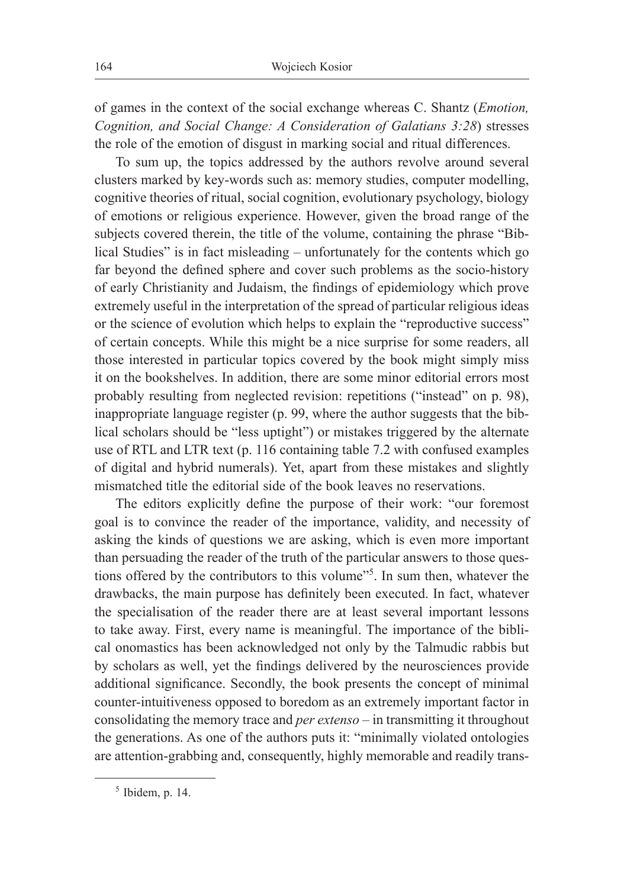of games in the context of the social exchange whereas C. Shantz (*Emotion, Cognition, and Social Change: A Consideration of Galatians 3:28*) stresses the role of the emotion of disgust in marking social and ritual differences.

To sum up, the topics addressed by the authors revolve around several clusters marked by key-words such as: memory studies, computer modelling, cognitive theories of ritual, social cognition, evolutionary psychology, biology of emotions or religious experience. However, given the broad range of the subjects covered therein, the title of the volume, containing the phrase "Biblical Studies" is in fact misleading – unfortunately for the contents which go far beyond the defined sphere and cover such problems as the socio-history of early Christianity and Judaism, the findings of epidemiology which prove extremely useful in the interpretation of the spread of particular religious ideas or the science of evolution which helps to explain the "reproductive success" of certain concepts. While this might be a nice surprise for some readers, all those interested in particular topics covered by the book might simply miss it on the bookshelves. In addition, there are some minor editorial errors most probably resulting from neglected revision: repetitions ("instead" on p. 98), inappropriate language register (p. 99, where the author suggests that the biblical scholars should be "less uptight") or mistakes triggered by the alternate use of RTL and LTR text (p. 116 containing table 7.2 with confused examples of digital and hybrid numerals). Yet, apart from these mistakes and slightly mismatched title the editorial side of the book leaves no reservations.

The editors explicitly define the purpose of their work: "our foremost goal is to convince the reader of the importance, validity, and necessity of asking the kinds of questions we are asking, which is even more important than persuading the reader of the truth of the particular answers to those questions offered by the contributors to this volume"[5]. In sum then, whatever the drawbacks, the main purpose has definitely been executed. In fact, whatever the specialisation of the reader there are at least several important lessons to take away. First, every name is meaningful. The importance of the biblical onomastics has been acknowledged not only by the Talmudic rabbis but by scholars as well, yet the findings delivered by the neurosciences provide additional significance. Secondly, the book presents the concept of minimal counter-intuitiveness opposed to boredom as an extremely important factor in consolidating the memory trace and *per extenso* – in transmitting it throughout the generations. As one of the authors puts it: "minimally violated ontologies are attention-grabbing and, consequently, highly memorable and readily trans-

[5] Ibidem, p. 14.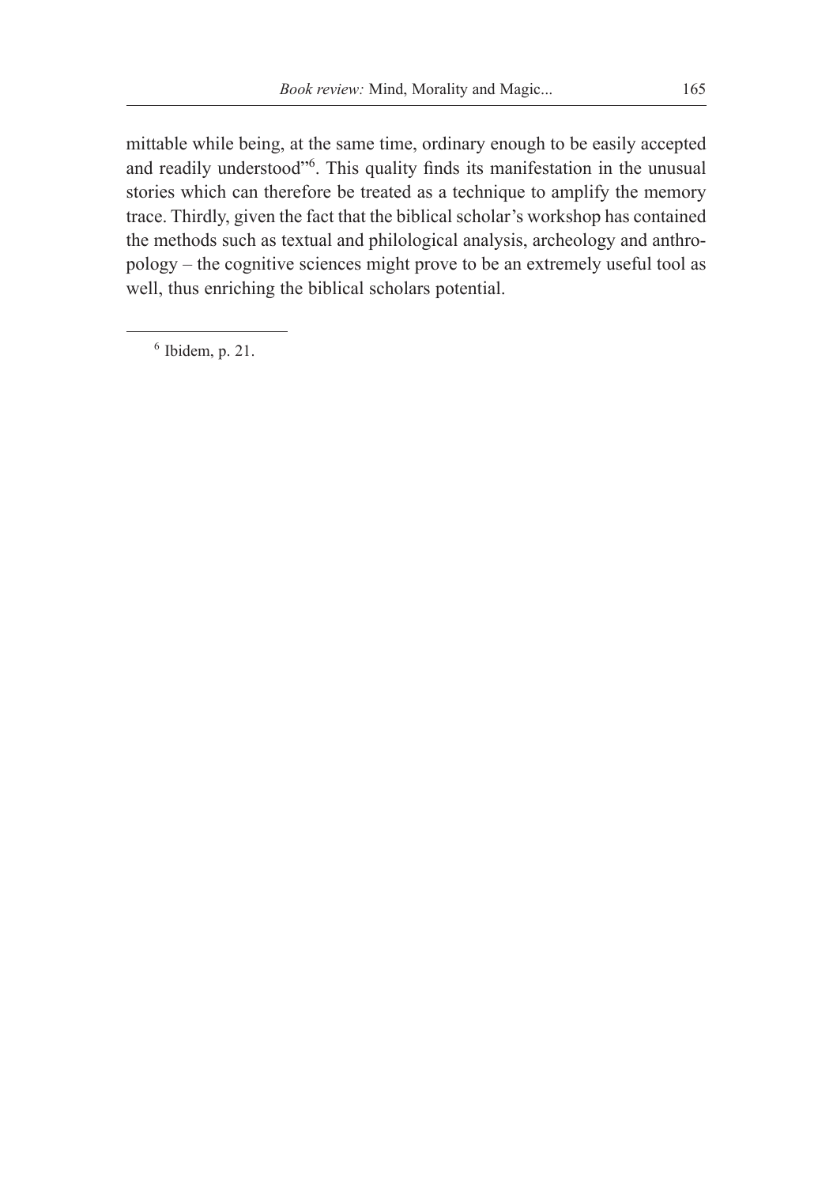mittable while being, at the same time, ordinary enough to be easily accepted and readily understood"[6]. This quality finds its manifestation in the unusual stories which can therefore be treated as a technique to amplify the memory trace. Thirdly, given the fact that the biblical scholar's workshop has contained the methods such as textual and philological analysis, archeology and anthropology – the cognitive sciences might prove to be an extremely useful tool as well, thus enriching the biblical scholars potential.

[6] Ibidem, p. 21.